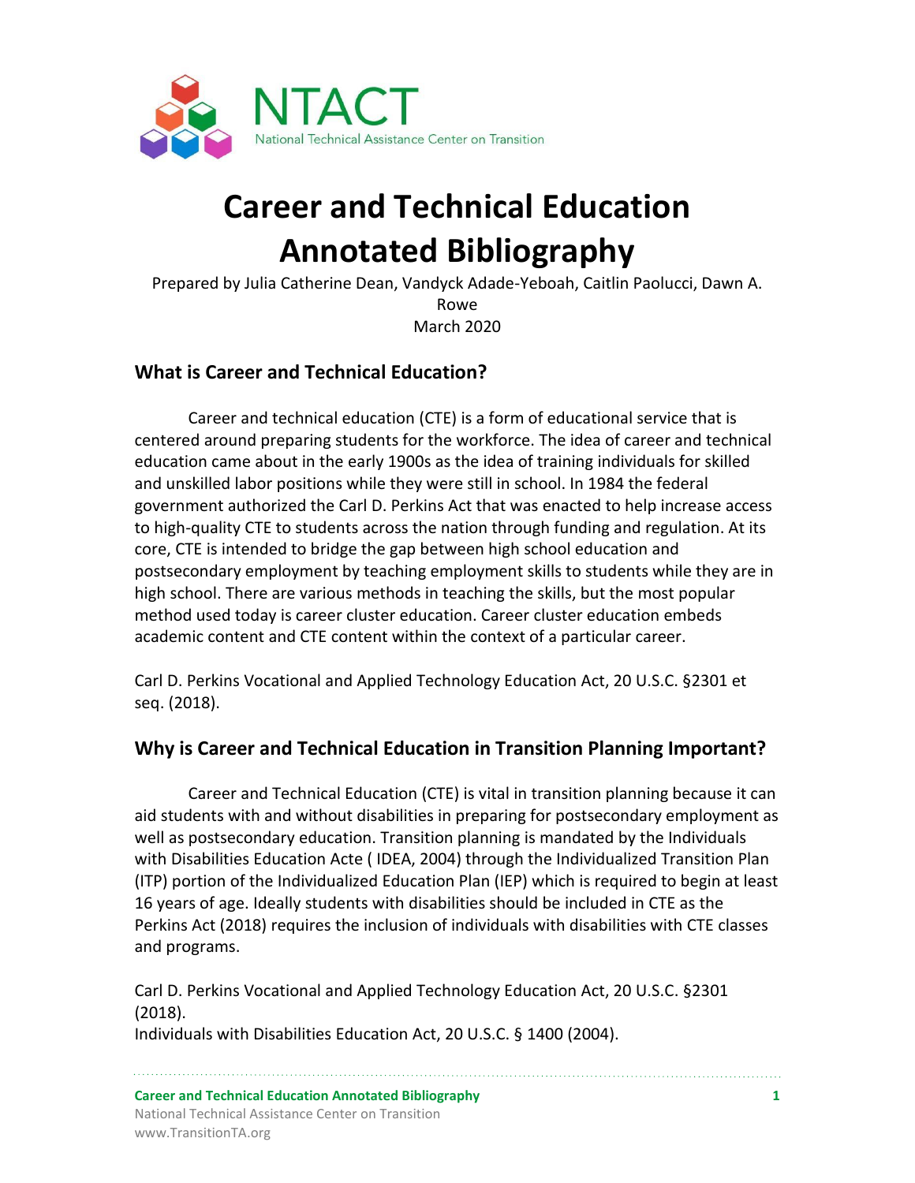NTACT
National Technical Assistance Center on Transition

# Career and Technical Education Annotated Bibliography

Prepared by Julia Catherine Dean, Vandyck Adade-Yeboah, Caitlin Paolucci, Dawn A. Rowe
March 2020

## What is Career and Technical Education?

Career and technical education (CTE) is a form of educational service that is centered around preparing students for the workforce. The idea of career and technical education came about in the early 1900s as the idea of training individuals for skilled and unskilled labor positions while they were still in school. In 1984 the federal government authorized the Carl D. Perkins Act that was enacted to help increase access to high-quality CTE to students across the nation through funding and regulation. At its core, CTE is intended to bridge the gap between high school education and postsecondary employment by teaching employment skills to students while they are in high school. There are various methods in teaching the skills, but the most popular method used today is career cluster education. Career cluster education embeds academic content and CTE content within the context of a particular career.

Carl D. Perkins Vocational and Applied Technology Education Act, 20 U.S.C. §2301 et seq. (2018).

## Why is Career and Technical Education in Transition Planning Important?

Career and Technical Education (CTE) is vital in transition planning because it can aid students with and without disabilities in preparing for postsecondary employment as well as postsecondary education. Transition planning is mandated by the Individuals with Disabilities Education Acte ( IDEA, 2004) through the Individualized Transition Plan (ITP) portion of the Individualized Education Plan (IEP) which is required to begin at least 16 years of age. Ideally students with disabilities should be included in CTE as the Perkins Act (2018) requires the inclusion of individuals with disabilities with CTE classes and programs.

Carl D. Perkins Vocational and Applied Technology Education Act, 20 U.S.C. §2301 (2018).
Individuals with Disabilities Education Act, 20 U.S.C. § 1400 (2004).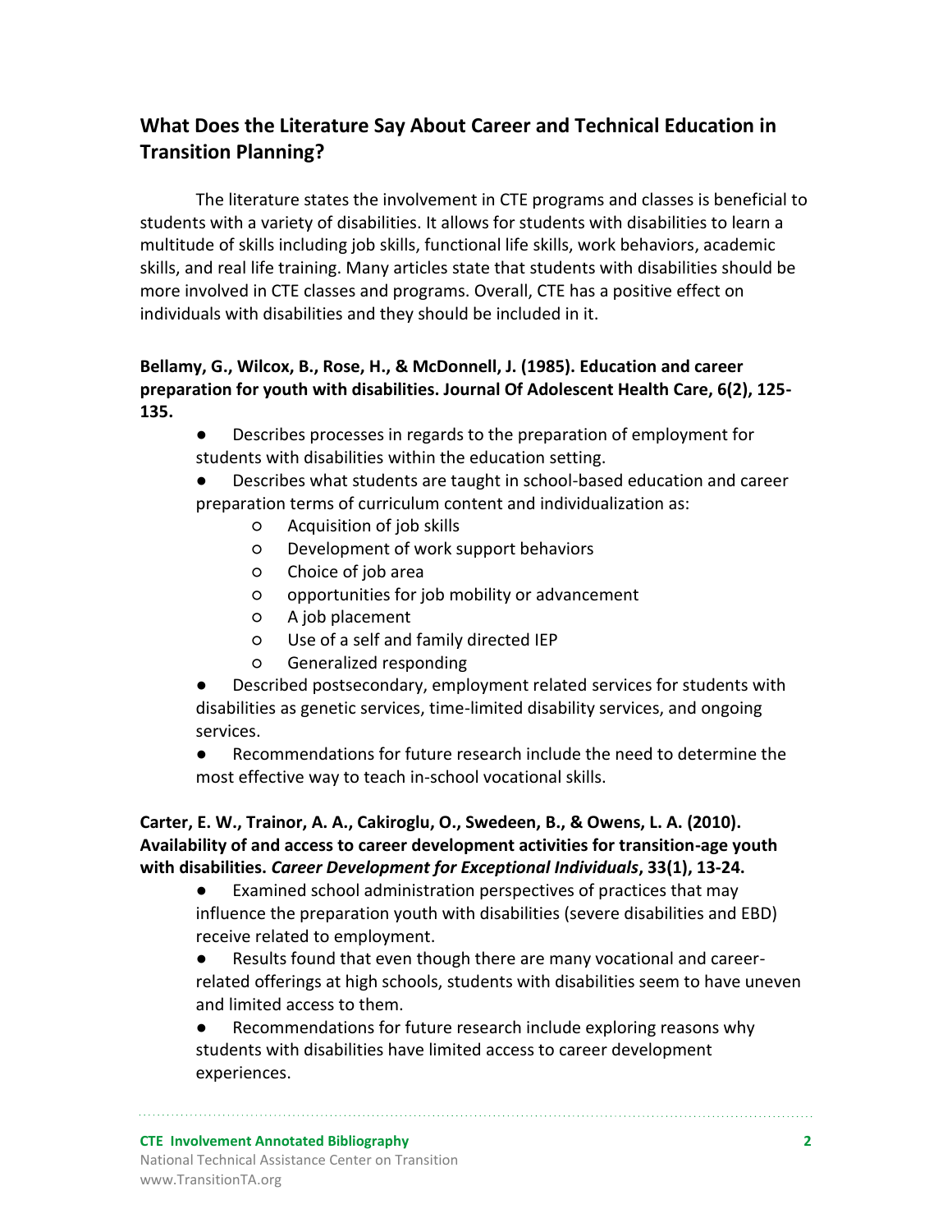## What Does the Literature Say About Career and Technical Education in Transition Planning?

The literature states the involvement in CTE programs and classes is beneficial to students with a variety of disabilities. It allows for students with disabilities to learn a multitude of skills including job skills, functional life skills, work behaviors, academic skills, and real life training. Many articles state that students with disabilities should be more involved in CTE classes and programs. Overall, CTE has a positive effect on individuals with disabilities and they should be included in it.

**Bellamy, G., Wilcox, B., Rose, H., & McDonnell, J. (1985). Education and career preparation for youth with disabilities. Journal Of Adolescent Health Care, 6(2), 125-135.**

- Describes processes in regards to the preparation of employment for students with disabilities within the education setting.
- Describes what students are taught in school-based education and career preparation terms of curriculum content and individualization as:
  - Acquisition of job skills
  - Development of work support behaviors
  - Choice of job area
  - opportunities for job mobility or advancement
  - A job placement
  - Use of a self and family directed IEP
  - Generalized responding
- Described postsecondary, employment related services for students with disabilities as genetic services, time-limited disability services, and ongoing services.
- Recommendations for future research include the need to determine the most effective way to teach in-school vocational skills.

**Carter, E. W., Trainor, A. A., Cakiroglu, O., Swedeen, B., & Owens, L. A. (2010). Availability of and access to career development activities for transition-age youth with disabilities. *Career Development for Exceptional Individuals*, 33(1), 13-24.**

- Examined school administration perspectives of practices that may influence the preparation youth with disabilities (severe disabilities and EBD) receive related to employment.
- Results found that even though there are many vocational and career-related offerings at high schools, students with disabilities seem to have uneven and limited access to them.
- Recommendations for future research include exploring reasons why students with disabilities have limited access to career development experiences.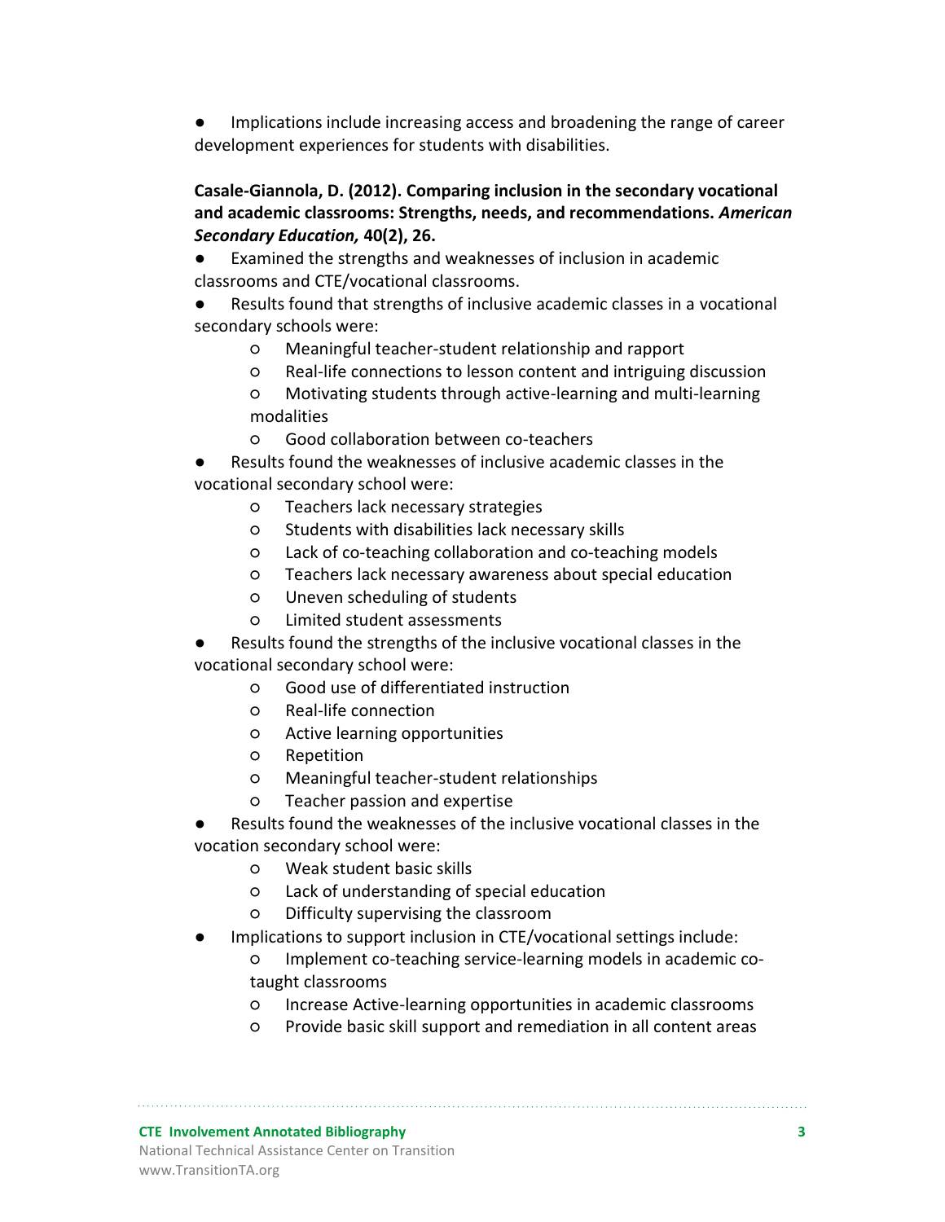- Implications include increasing access and broadening the range of career development experiences for students with disabilities.

**Casale-Giannola, D. (2012). Comparing inclusion in the secondary vocational and academic classrooms: Strengths, needs, and recommendations. *American Secondary Education,* 40(2), 26.**

- Examined the strengths and weaknesses of inclusion in academic classrooms and CTE/vocational classrooms.
- Results found that strengths of inclusive academic classes in a vocational secondary schools were:
    - Meaningful teacher-student relationship and rapport
    - Real-life connections to lesson content and intriguing discussion
    - Motivating students through active-learning and multi-learning modalities
    - Good collaboration between co-teachers
- Results found the weaknesses of inclusive academic classes in the vocational secondary school were:
    - Teachers lack necessary strategies
    - Students with disabilities lack necessary skills
    - Lack of co-teaching collaboration and co-teaching models
    - Teachers lack necessary awareness about special education
    - Uneven scheduling of students
    - Limited student assessments
- Results found the strengths of the inclusive vocational classes in the vocational secondary school were:
    - Good use of differentiated instruction
    - Real-life connection
    - Active learning opportunities
    - Repetition
    - Meaningful teacher-student relationships
    - Teacher passion and expertise
- Results found the weaknesses of the inclusive vocational classes in the vocation secondary school were:
    - Weak student basic skills
    - Lack of understanding of special education
    - Difficulty supervising the classroom
- Implications to support inclusion in CTE/vocational settings include:
    - Implement co-teaching service-learning models in academic co-taught classrooms
    - Increase Active-learning opportunities in academic classrooms
    - Provide basic skill support and remediation in all content areas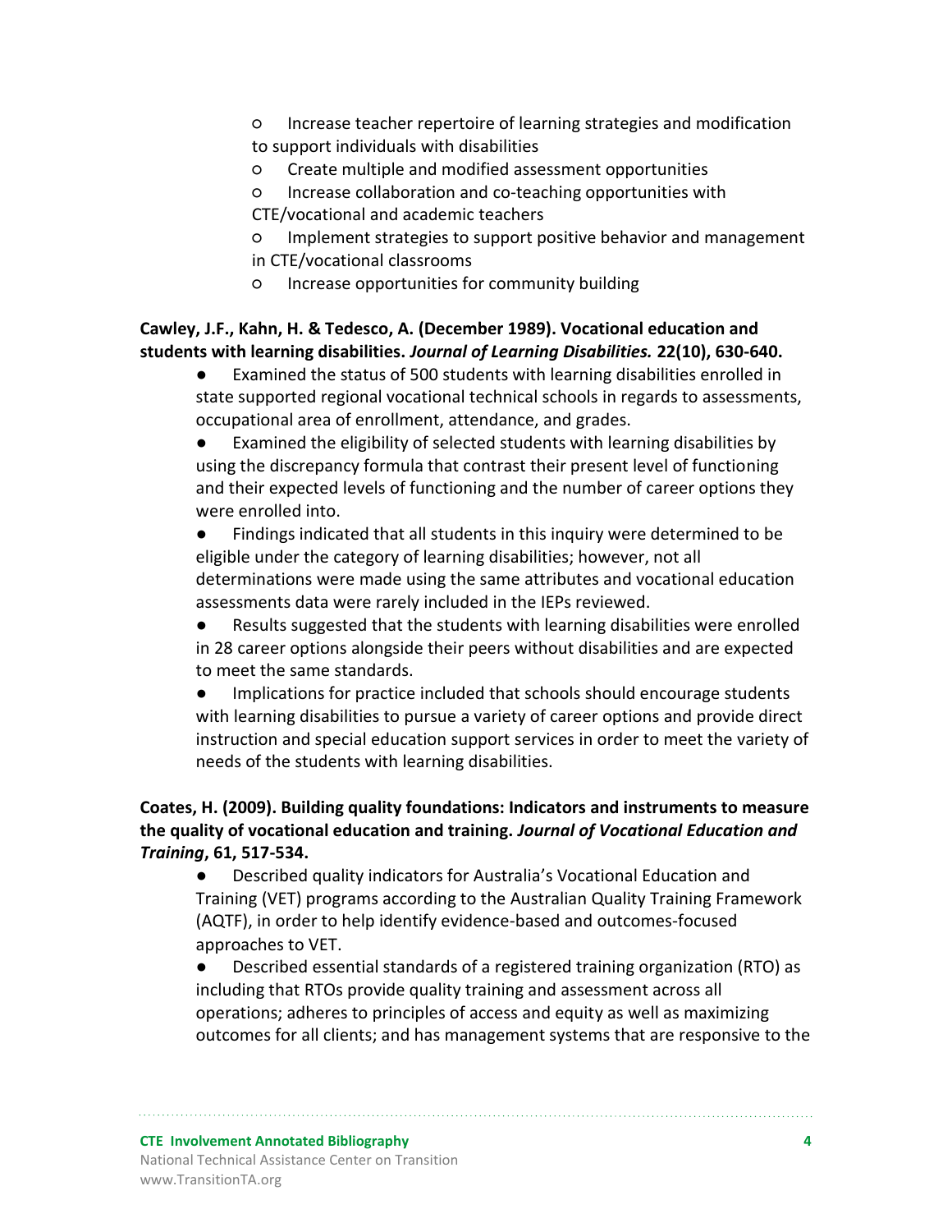- Increase teacher repertoire of learning strategies and modification to support individuals with disabilities
- Create multiple and modified assessment opportunities
- Increase collaboration and co-teaching opportunities with CTE/vocational and academic teachers
- Implement strategies to support positive behavior and management in CTE/vocational classrooms
- Increase opportunities for community building

**Cawley, J.F., Kahn, H. & Tedesco, A. (December 1989). Vocational education and students with learning disabilities. *Journal of Learning Disabilities.* 22(10), 630-640.**

- Examined the status of 500 students with learning disabilities enrolled in state supported regional vocational technical schools in regards to assessments, occupational area of enrollment, attendance, and grades.
- Examined the eligibility of selected students with learning disabilities by using the discrepancy formula that contrast their present level of functioning and their expected levels of functioning and the number of career options they were enrolled into.
- Findings indicated that all students in this inquiry were determined to be eligible under the category of learning disabilities; however, not all determinations were made using the same attributes and vocational education assessments data were rarely included in the IEPs reviewed.
- Results suggested that the students with learning disabilities were enrolled in 28 career options alongside their peers without disabilities and are expected to meet the same standards.
- Implications for practice included that schools should encourage students with learning disabilities to pursue a variety of career options and provide direct instruction and special education support services in order to meet the variety of needs of the students with learning disabilities.

**Coates, H. (2009). Building quality foundations: Indicators and instruments to measure the quality of vocational education and training. *Journal of Vocational Education and Training*, 61, 517-534.**

- Described quality indicators for Australia's Vocational Education and Training (VET) programs according to the Australian Quality Training Framework (AQTF), in order to help identify evidence-based and outcomes-focused approaches to VET.
- Described essential standards of a registered training organization (RTO) as including that RTOs provide quality training and assessment across all operations; adheres to principles of access and equity as well as maximizing outcomes for all clients; and has management systems that are responsive to the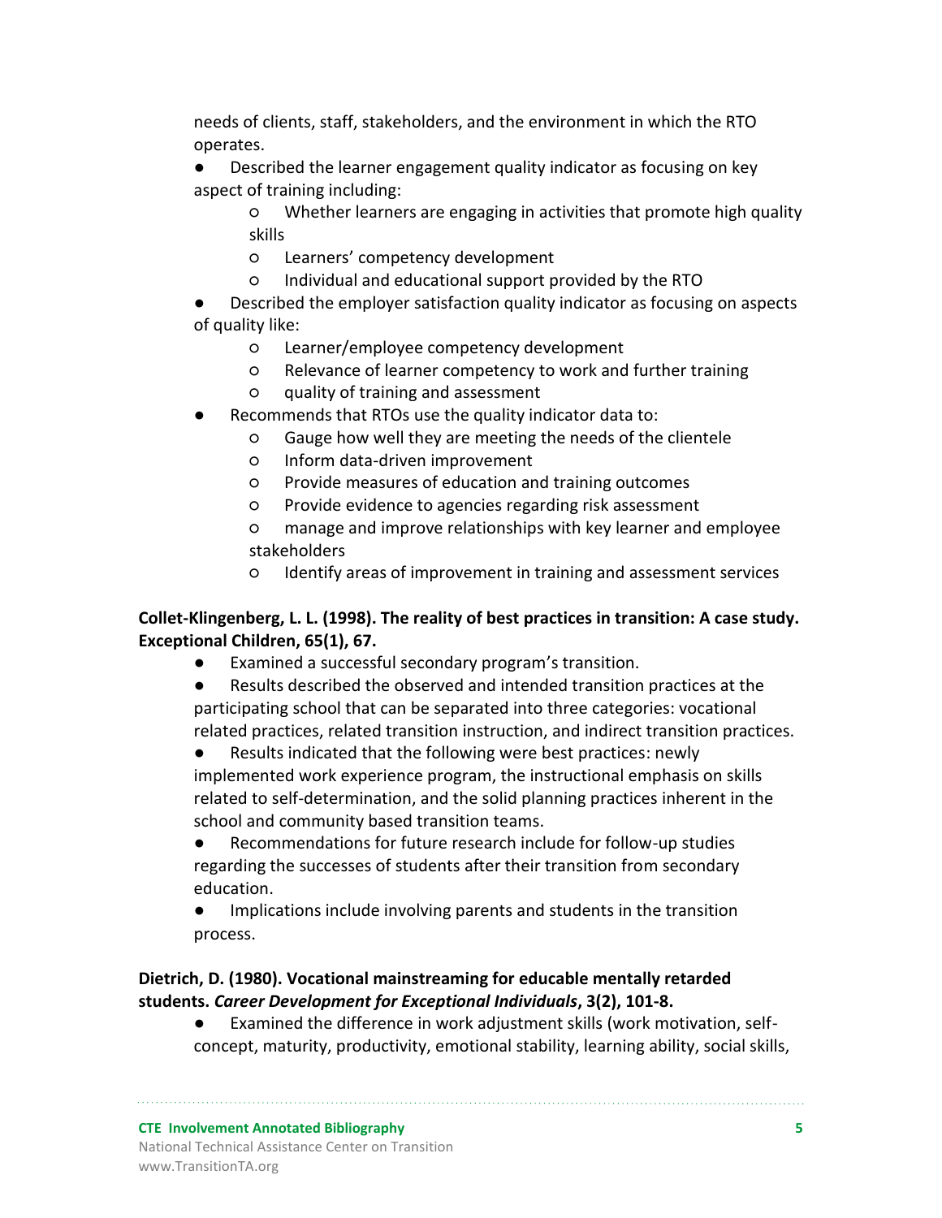needs of clients, staff, stakeholders, and the environment in which the RTO operates.

- Described the learner engagement quality indicator as focusing on key aspect of training including:
    - Whether learners are engaging in activities that promote high quality skills
    - Learners' competency development
    - Individual and educational support provided by the RTO
- Described the employer satisfaction quality indicator as focusing on aspects of quality like:
    - Learner/employee competency development
    - Relevance of learner competency to work and further training
    - quality of training and assessment
- Recommends that RTOs use the quality indicator data to:
    - Gauge how well they are meeting the needs of the clientele
    - Inform data-driven improvement
    - Provide measures of education and training outcomes
    - Provide evidence to agencies regarding risk assessment
    - manage and improve relationships with key learner and employee stakeholders
    - Identify areas of improvement in training and assessment services

**Collet-Klingenberg, L. L. (1998). The reality of best practices in transition: A case study. Exceptional Children, 65(1), 67.**

- Examined a successful secondary program's transition.
- Results described the observed and intended transition practices at the participating school that can be separated into three categories: vocational related practices, related transition instruction, and indirect transition practices.
- Results indicated that the following were best practices: newly implemented work experience program, the instructional emphasis on skills related to self-determination, and the solid planning practices inherent in the school and community based transition teams.
- Recommendations for future research include for follow-up studies regarding the successes of students after their transition from secondary education.
- Implications include involving parents and students in the transition process.

**Dietrich, D. (1980). Vocational mainstreaming for educable mentally retarded students. *Career Development for Exceptional Individuals*, 3(2), 101-8.**

- Examined the difference in work adjustment skills (work motivation, self-concept, maturity, productivity, emotional stability, learning ability, social skills,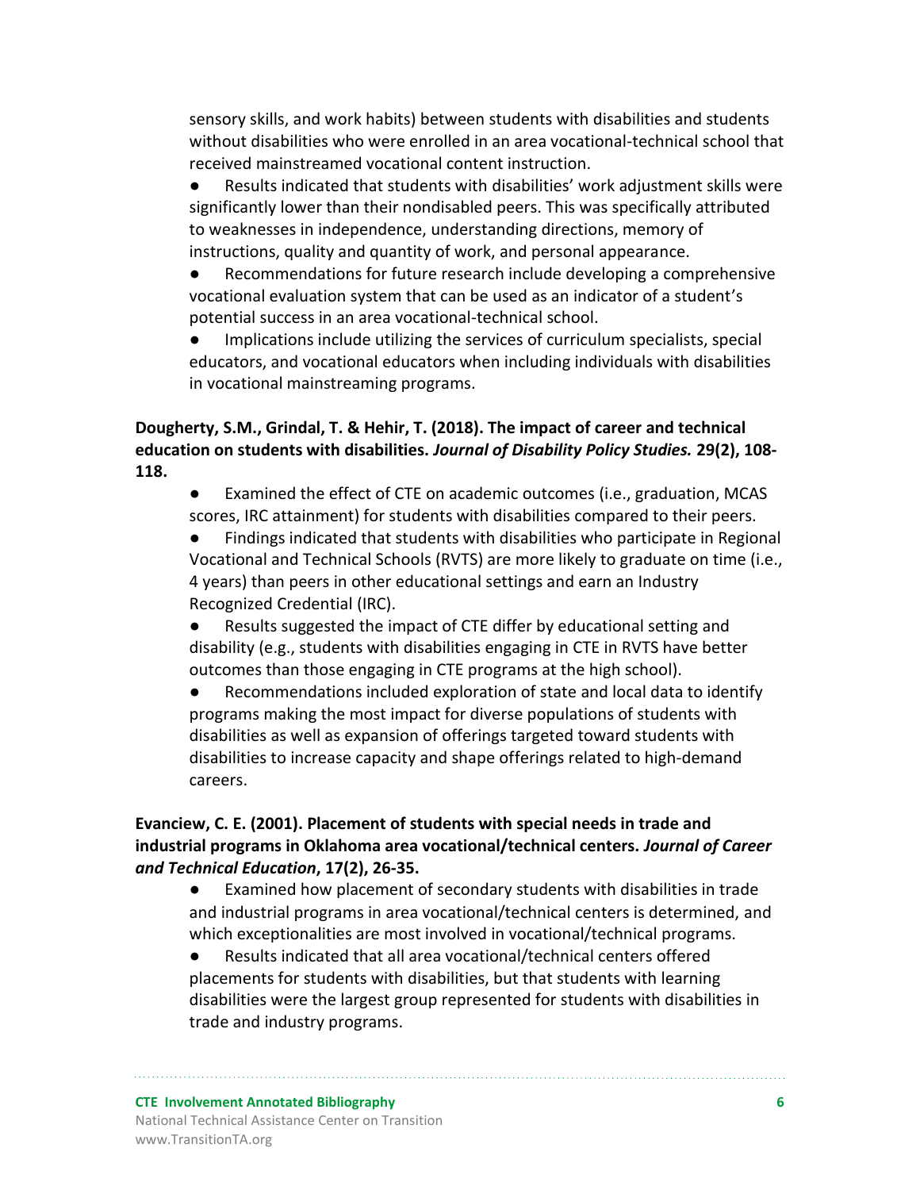sensory skills, and work habits) between students with disabilities and students without disabilities who were enrolled in an area vocational-technical school that received mainstreamed vocational content instruction.

- Results indicated that students with disabilities' work adjustment skills were significantly lower than their nondisabled peers. This was specifically attributed to weaknesses in independence, understanding directions, memory of instructions, quality and quantity of work, and personal appearance.
- Recommendations for future research include developing a comprehensive vocational evaluation system that can be used as an indicator of a student's potential success in an area vocational-technical school.
- Implications include utilizing the services of curriculum specialists, special educators, and vocational educators when including individuals with disabilities in vocational mainstreaming programs.

**Dougherty, S.M., Grindal, T. & Hehir, T. (2018). The impact of career and technical education on students with disabilities. *Journal of Disability Policy Studies.* 29(2), 108-118.**

- Examined the effect of CTE on academic outcomes (i.e., graduation, MCAS scores, IRC attainment) for students with disabilities compared to their peers.
- Findings indicated that students with disabilities who participate in Regional Vocational and Technical Schools (RVTS) are more likely to graduate on time (i.e., 4 years) than peers in other educational settings and earn an Industry Recognized Credential (IRC).
- Results suggested the impact of CTE differ by educational setting and disability (e.g., students with disabilities engaging in CTE in RVTS have better outcomes than those engaging in CTE programs at the high school).
- Recommendations included exploration of state and local data to identify programs making the most impact for diverse populations of students with disabilities as well as expansion of offerings targeted toward students with disabilities to increase capacity and shape offerings related to high-demand careers.

**Evanciew, C. E. (2001). Placement of students with special needs in trade and industrial programs in Oklahoma area vocational/technical centers. *Journal of Career and Technical Education*, 17(2), 26-35.**

- Examined how placement of secondary students with disabilities in trade and industrial programs in area vocational/technical centers is determined, and which exceptionalities are most involved in vocational/technical programs.
- Results indicated that all area vocational/technical centers offered placements for students with disabilities, but that students with learning disabilities were the largest group represented for students with disabilities in trade and industry programs.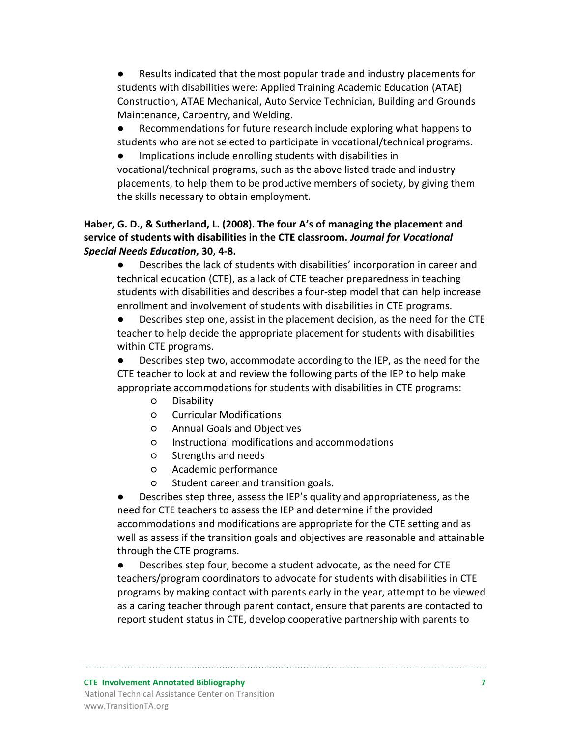- Results indicated that the most popular trade and industry placements for students with disabilities were: Applied Training Academic Education (ATAE) Construction, ATAE Mechanical, Auto Service Technician, Building and Grounds Maintenance, Carpentry, and Welding.
- Recommendations for future research include exploring what happens to students who are not selected to participate in vocational/technical programs.
- Implications include enrolling students with disabilities in vocational/technical programs, such as the above listed trade and industry placements, to help them to be productive members of society, by giving them the skills necessary to obtain employment.

**Haber, G. D., & Sutherland, L. (2008). The four A's of managing the placement and service of students with disabilities in the CTE classroom. *Journal for Vocational Special Needs Education*, 30, 4-8.**

- Describes the lack of students with disabilities' incorporation in career and technical education (CTE), as a lack of CTE teacher preparedness in teaching students with disabilities and describes a four-step model that can help increase enrollment and involvement of students with disabilities in CTE programs.
- Describes step one, assist in the placement decision, as the need for the CTE teacher to help decide the appropriate placement for students with disabilities within CTE programs.
- Describes step two, accommodate according to the IEP, as the need for the CTE teacher to look at and review the following parts of the IEP to help make appropriate accommodations for students with disabilities in CTE programs:
  - Disability
  - Curricular Modifications
  - Annual Goals and Objectives
  - Instructional modifications and accommodations
  - Strengths and needs
  - Academic performance
  - Student career and transition goals.
- Describes step three, assess the IEP's quality and appropriateness, as the need for CTE teachers to assess the IEP and determine if the provided accommodations and modifications are appropriate for the CTE setting and as well as assess if the transition goals and objectives are reasonable and attainable through the CTE programs.
- Describes step four, become a student advocate, as the need for CTE teachers/program coordinators to advocate for students with disabilities in CTE programs by making contact with parents early in the year, attempt to be viewed as a caring teacher through parent contact, ensure that parents are contacted to report student status in CTE, develop cooperative partnership with parents to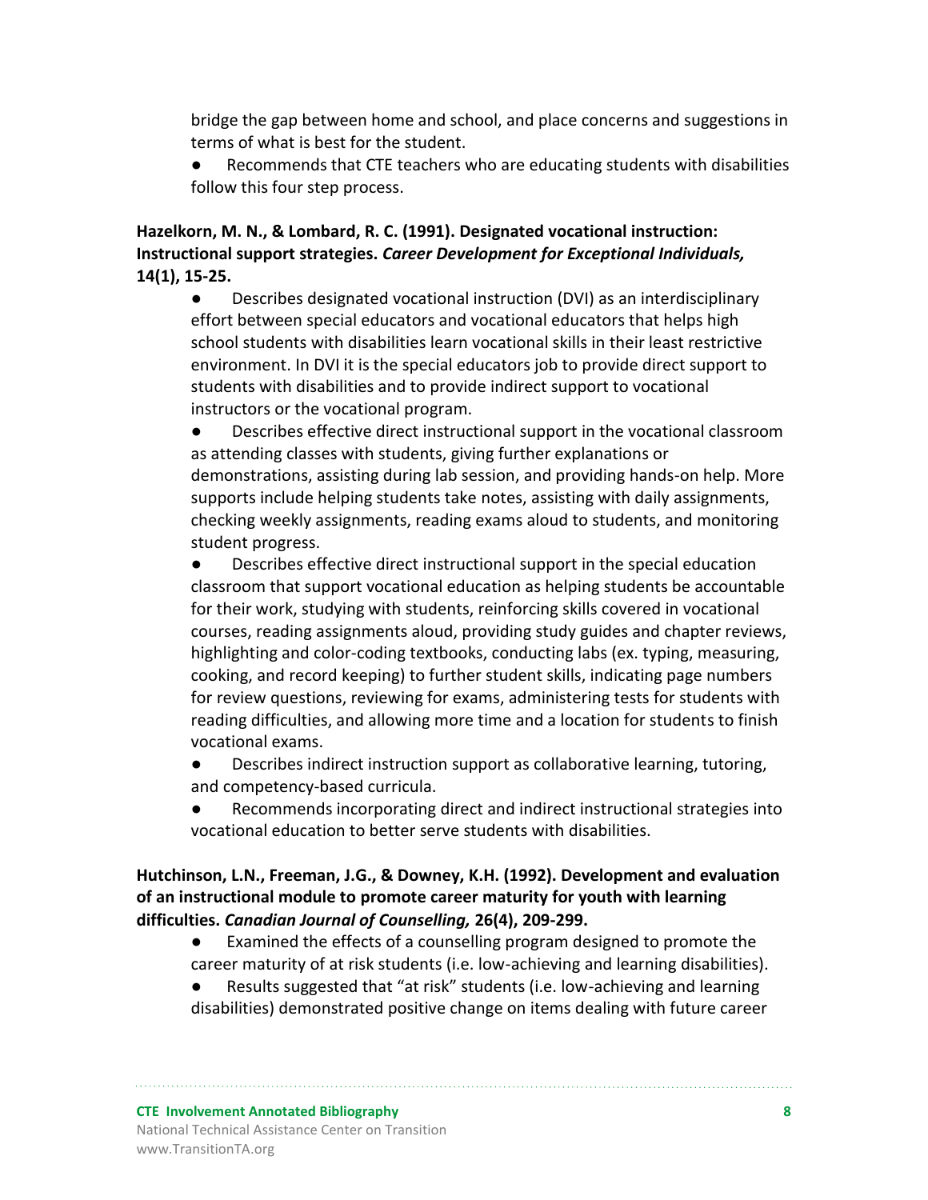bridge the gap between home and school, and place concerns and suggestions in terms of what is best for the student.

- Recommends that CTE teachers who are educating students with disabilities follow this four step process.

**Hazelkorn, M. N., & Lombard, R. C. (1991). Designated vocational instruction: Instructional support strategies. *Career Development for Exceptional Individuals,* 14(1), 15-25.**

- Describes designated vocational instruction (DVI) as an interdisciplinary effort between special educators and vocational educators that helps high school students with disabilities learn vocational skills in their least restrictive environment. In DVI it is the special educators job to provide direct support to students with disabilities and to provide indirect support to vocational instructors or the vocational program.
- Describes effective direct instructional support in the vocational classroom as attending classes with students, giving further explanations or demonstrations, assisting during lab session, and providing hands-on help. More supports include helping students take notes, assisting with daily assignments, checking weekly assignments, reading exams aloud to students, and monitoring student progress.
- Describes effective direct instructional support in the special education classroom that support vocational education as helping students be accountable for their work, studying with students, reinforcing skills covered in vocational courses, reading assignments aloud, providing study guides and chapter reviews, highlighting and color-coding textbooks, conducting labs (ex. typing, measuring, cooking, and record keeping) to further student skills, indicating page numbers for review questions, reviewing for exams, administering tests for students with reading difficulties, and allowing more time and a location for students to finish vocational exams.
- Describes indirect instruction support as collaborative learning, tutoring, and competency-based curricula.
- Recommends incorporating direct and indirect instructional strategies into vocational education to better serve students with disabilities.

**Hutchinson, L.N., Freeman, J.G., & Downey, K.H. (1992). Development and evaluation of an instructional module to promote career maturity for youth with learning difficulties. *Canadian Journal of Counselling,* 26(4), 209-299.**

- Examined the effects of a counselling program designed to promote the career maturity of at risk students (i.e. low-achieving and learning disabilities).
- Results suggested that "at risk" students (i.e. low-achieving and learning disabilities) demonstrated positive change on items dealing with future career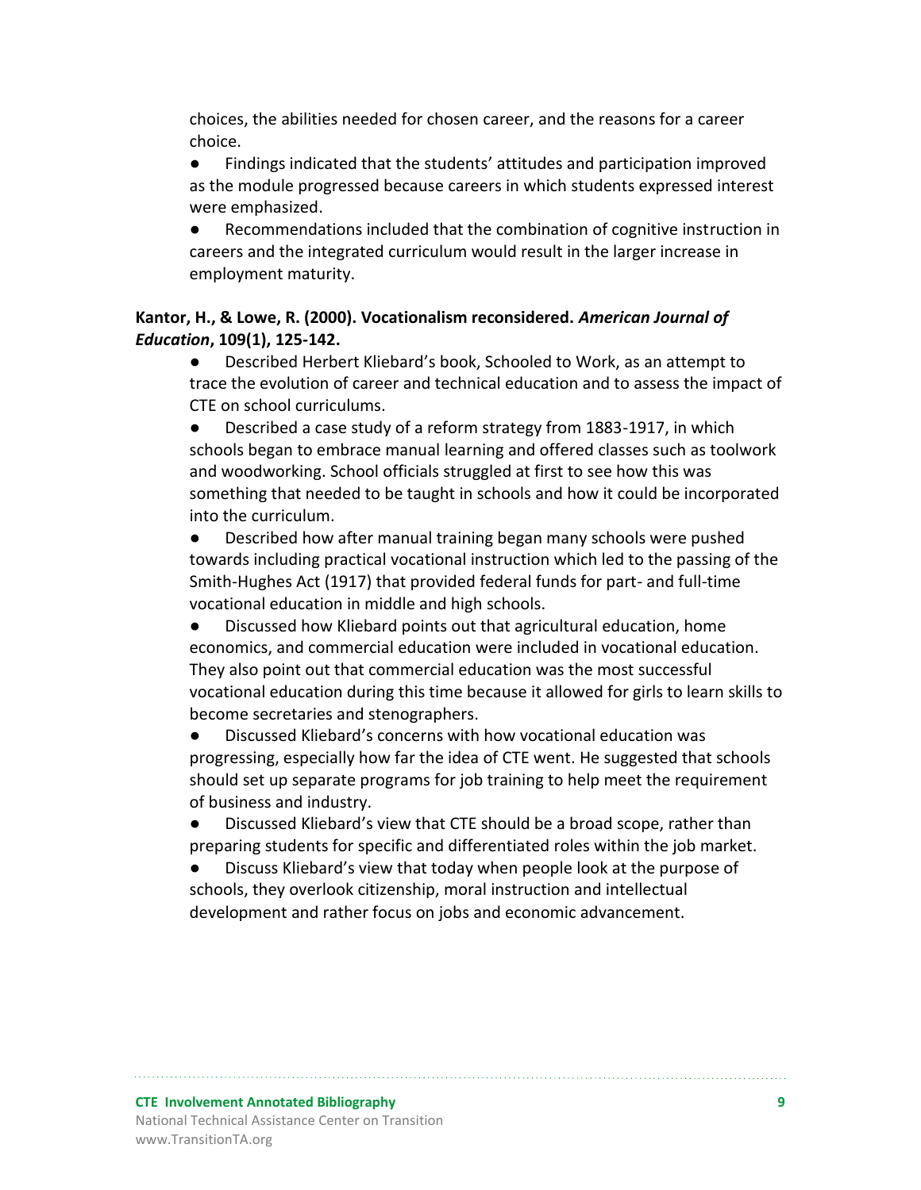choices, the abilities needed for chosen career, and the reasons for a career choice.

- Findings indicated that the students' attitudes and participation improved as the module progressed because careers in which students expressed interest were emphasized.
- Recommendations included that the combination of cognitive instruction in careers and the integrated curriculum would result in the larger increase in employment maturity.

**Kantor, H., & Lowe, R. (2000). Vocationalism reconsidered. *American Journal of Education*, 109(1), 125-142.**

- Described Herbert Kliebard's book, Schooled to Work, as an attempt to trace the evolution of career and technical education and to assess the impact of CTE on school curriculums.
- Described a case study of a reform strategy from 1883-1917, in which schools began to embrace manual learning and offered classes such as toolwork and woodworking. School officials struggled at first to see how this was something that needed to be taught in schools and how it could be incorporated into the curriculum.
- Described how after manual training began many schools were pushed towards including practical vocational instruction which led to the passing of the Smith-Hughes Act (1917) that provided federal funds for part- and full-time vocational education in middle and high schools.
- Discussed how Kliebard points out that agricultural education, home economics, and commercial education were included in vocational education. They also point out that commercial education was the most successful vocational education during this time because it allowed for girls to learn skills to become secretaries and stenographers.
- Discussed Kliebard's concerns with how vocational education was progressing, especially how far the idea of CTE went. He suggested that schools should set up separate programs for job training to help meet the requirement of business and industry.
- Discussed Kliebard's view that CTE should be a broad scope, rather than preparing students for specific and differentiated roles within the job market.
- Discuss Kliebard's view that today when people look at the purpose of schools, they overlook citizenship, moral instruction and intellectual development and rather focus on jobs and economic advancement.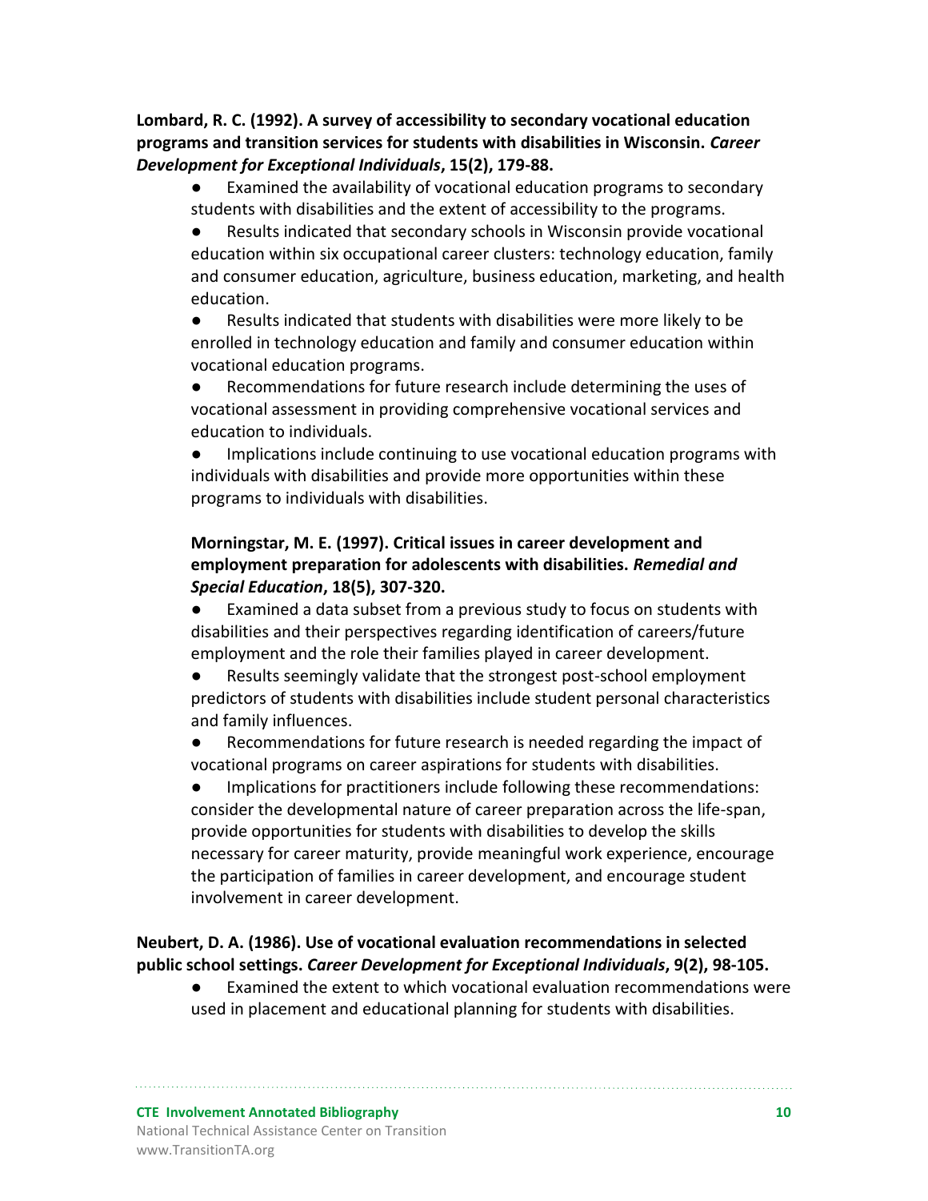**Lombard, R. C. (1992). A survey of accessibility to secondary vocational education programs and transition services for students with disabilities in Wisconsin. *Career Development for Exceptional Individuals*, 15(2), 179-88.**

- Examined the availability of vocational education programs to secondary students with disabilities and the extent of accessibility to the programs.
- Results indicated that secondary schools in Wisconsin provide vocational education within six occupational career clusters: technology education, family and consumer education, agriculture, business education, marketing, and health education.
- Results indicated that students with disabilities were more likely to be enrolled in technology education and family and consumer education within vocational education programs.
- Recommendations for future research include determining the uses of vocational assessment in providing comprehensive vocational services and education to individuals.
- Implications include continuing to use vocational education programs with individuals with disabilities and provide more opportunities within these programs to individuals with disabilities.

**Morningstar, M. E. (1997). Critical issues in career development and employment preparation for adolescents with disabilities. *Remedial and Special Education*, 18(5), 307-320.**

- Examined a data subset from a previous study to focus on students with disabilities and their perspectives regarding identification of careers/future employment and the role their families played in career development.
- Results seemingly validate that the strongest post-school employment predictors of students with disabilities include student personal characteristics and family influences.
- Recommendations for future research is needed regarding the impact of vocational programs on career aspirations for students with disabilities.
- Implications for practitioners include following these recommendations: consider the developmental nature of career preparation across the life-span, provide opportunities for students with disabilities to develop the skills necessary for career maturity, provide meaningful work experience, encourage the participation of families in career development, and encourage student involvement in career development.

**Neubert, D. A. (1986). Use of vocational evaluation recommendations in selected public school settings. *Career Development for Exceptional Individuals*, 9(2), 98-105.**

- Examined the extent to which vocational evaluation recommendations were used in placement and educational planning for students with disabilities.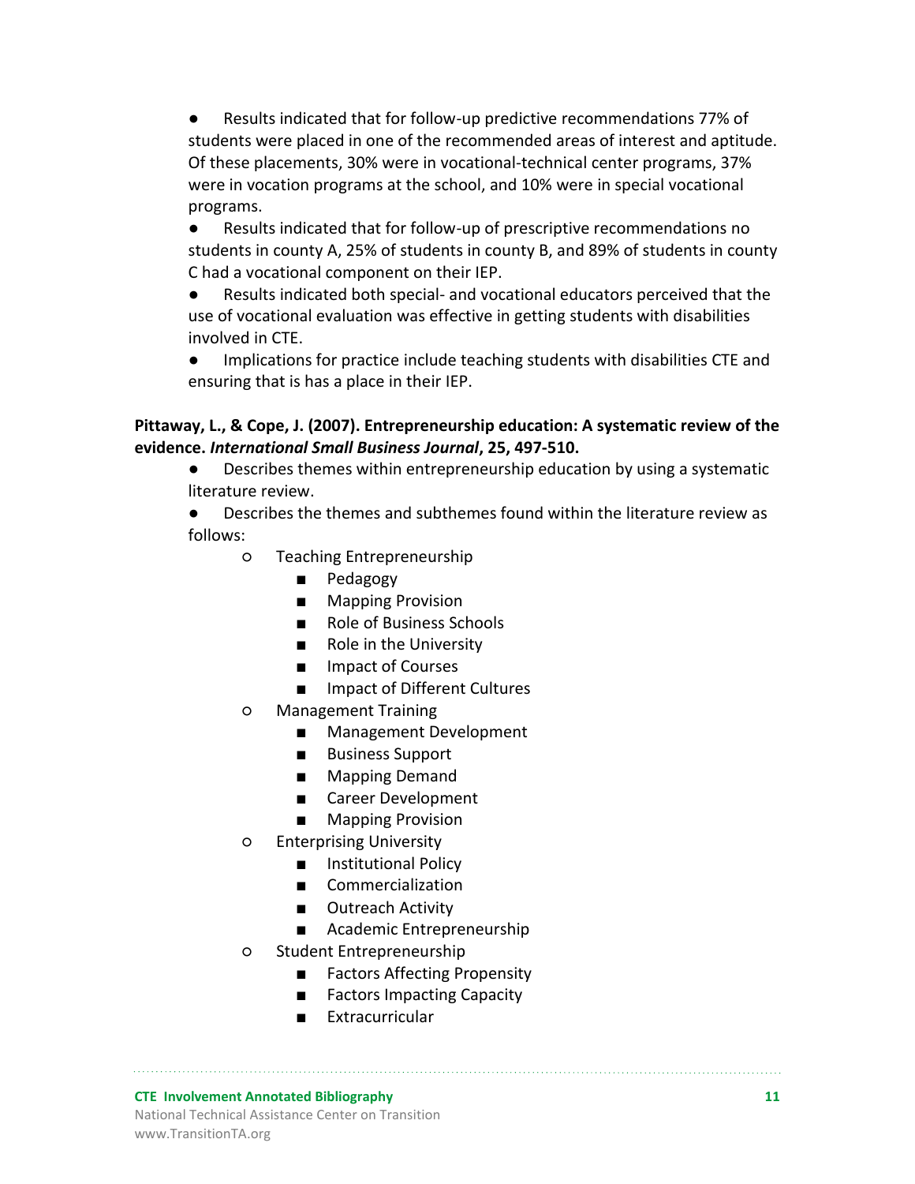- Results indicated that for follow-up predictive recommendations 77% of students were placed in one of the recommended areas of interest and aptitude. Of these placements, 30% were in vocational-technical center programs, 37% were in vocation programs at the school, and 10% were in special vocational programs.
- Results indicated that for follow-up of prescriptive recommendations no students in county A, 25% of students in county B, and 89% of students in county C had a vocational component on their IEP.
- Results indicated both special- and vocational educators perceived that the use of vocational evaluation was effective in getting students with disabilities involved in CTE.
- Implications for practice include teaching students with disabilities CTE and ensuring that is has a place in their IEP.

**Pittaway, L., & Cope, J. (2007). Entrepreneurship education: A systematic review of the evidence. *International Small Business Journal*, 25, 497-510.**

- Describes themes within entrepreneurship education by using a systematic literature review.
- Describes the themes and subthemes found within the literature review as follows:
    - Teaching Entrepreneurship
        - Pedagogy
        - Mapping Provision
        - Role of Business Schools
        - Role in the University
        - Impact of Courses
        - Impact of Different Cultures
    - Management Training
        - Management Development
        - Business Support
        - Mapping Demand
        - Career Development
        - Mapping Provision
    - Enterprising University
        - Institutional Policy
        - Commercialization
        - Outreach Activity
        - Academic Entrepreneurship
    - Student Entrepreneurship
        - Factors Affecting Propensity
        - Factors Impacting Capacity
        - Extracurricular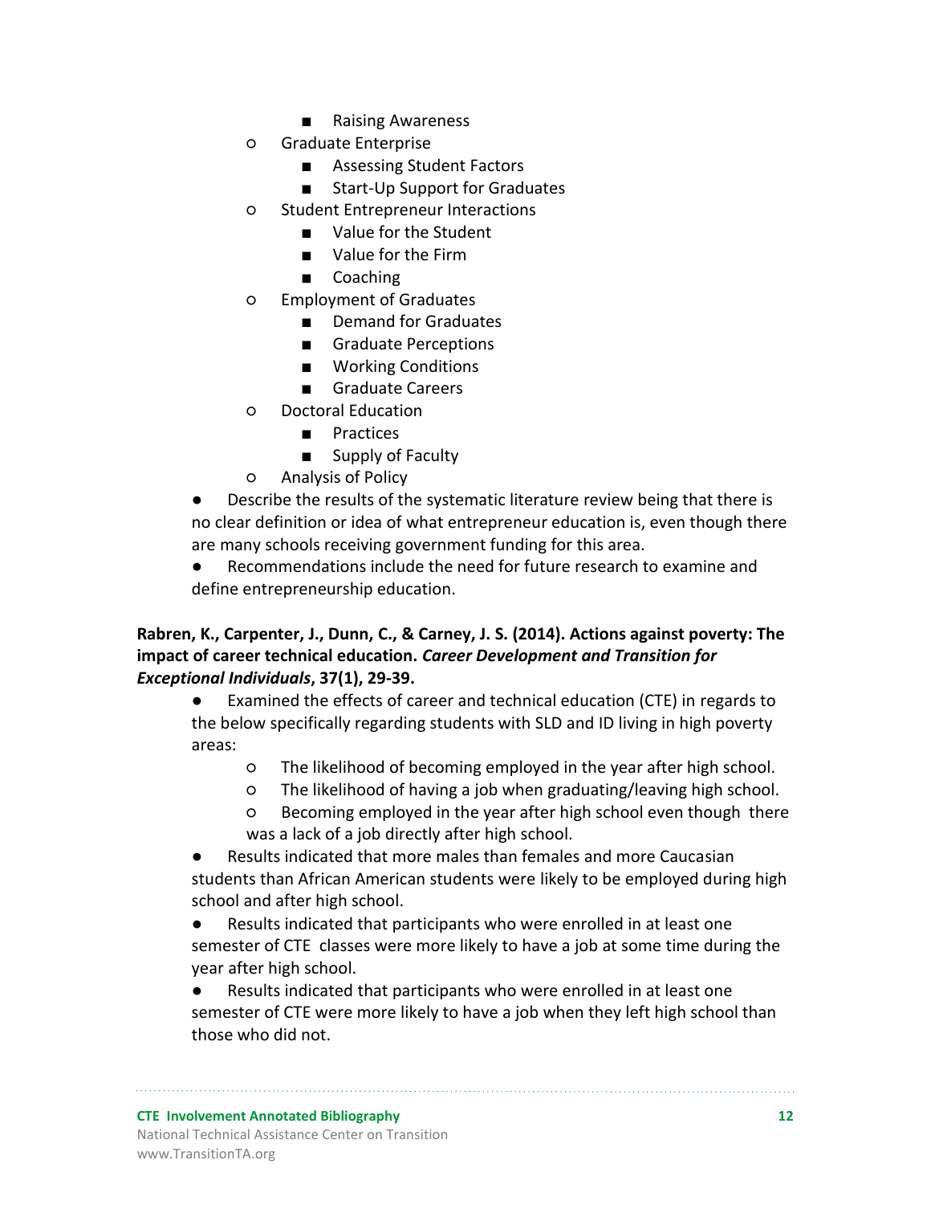- Raising Awareness
    - Graduate Enterprise
        - Assessing Student Factors
        - Start-Up Support for Graduates
    - Student Entrepreneur Interactions
        - Value for the Student
        - Value for the Firm
        - Coaching
    - Employment of Graduates
        - Demand for Graduates
        - Graduate Perceptions
        - Working Conditions
        - Graduate Careers
    - Doctoral Education
        - Practices
        - Supply of Faculty
    - Analysis of Policy
- Describe the results of the systematic literature review being that there is no clear definition or idea of what entrepreneur education is, even though there are many schools receiving government funding for this area.
- Recommendations include the need for future research to examine and define entrepreneurship education.

**Rabren, K., Carpenter, J., Dunn, C., & Carney, J. S. (2014). Actions against poverty: The impact of career technical education. *Career Development and Transition for Exceptional Individuals*, 37(1), 29-39.**

- Examined the effects of career and technical education (CTE) in regards to the below specifically regarding students with SLD and ID living in high poverty areas:
    - The likelihood of becoming employed in the year after high school.
    - The likelihood of having a job when graduating/leaving high school.
    - Becoming employed in the year after high school even though there was a lack of a job directly after high school.
- Results indicated that more males than females and more Caucasian students than African American students were likely to be employed during high school and after high school.
- Results indicated that participants who were enrolled in at least one semester of CTE classes were more likely to have a job at some time during the year after high school.
- Results indicated that participants who were enrolled in at least one semester of CTE were more likely to have a job when they left high school than those who did not.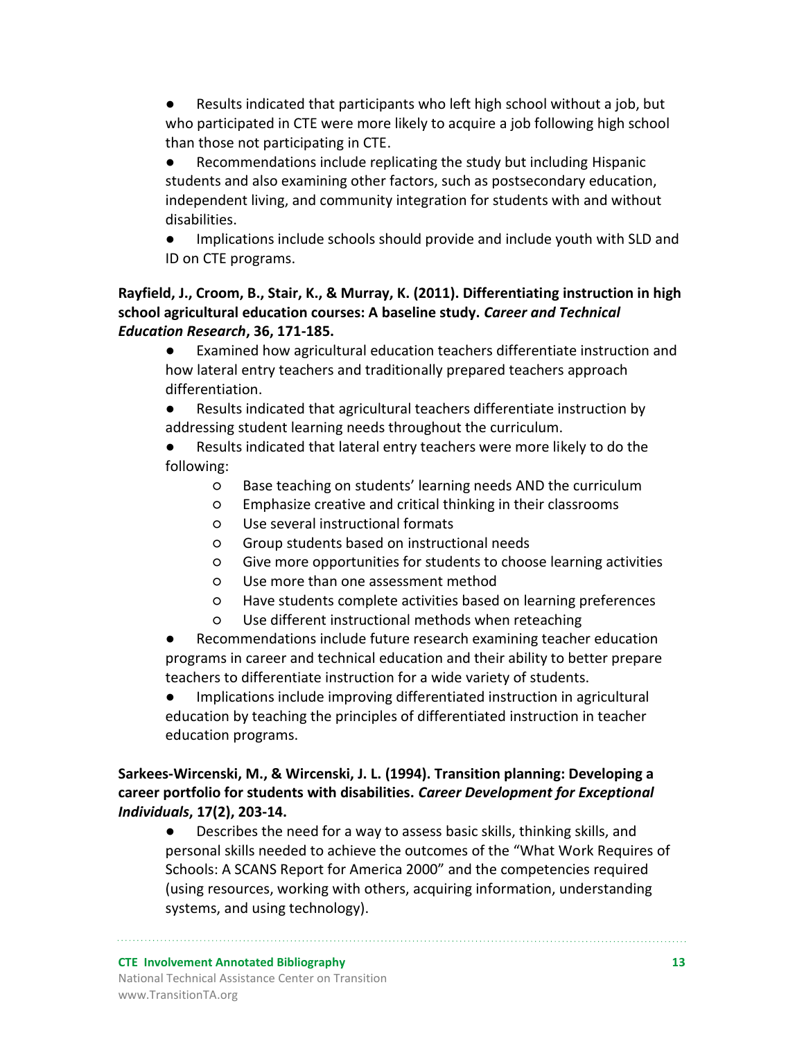- Results indicated that participants who left high school without a job, but who participated in CTE were more likely to acquire a job following high school than those not participating in CTE.
- Recommendations include replicating the study but including Hispanic students and also examining other factors, such as postsecondary education, independent living, and community integration for students with and without disabilities.
- Implications include schools should provide and include youth with SLD and ID on CTE programs.

**Rayfield, J., Croom, B., Stair, K., & Murray, K. (2011). Differentiating instruction in high school agricultural education courses: A baseline study. *Career and Technical Education Research*, 36, 171-185.**

- Examined how agricultural education teachers differentiate instruction and how lateral entry teachers and traditionally prepared teachers approach differentiation.
- Results indicated that agricultural teachers differentiate instruction by addressing student learning needs throughout the curriculum.
- Results indicated that lateral entry teachers were more likely to do the following:
    - Base teaching on students' learning needs AND the curriculum
    - Emphasize creative and critical thinking in their classrooms
    - Use several instructional formats
    - Group students based on instructional needs
    - Give more opportunities for students to choose learning activities
    - Use more than one assessment method
    - Have students complete activities based on learning preferences
    - Use different instructional methods when reteaching
- Recommendations include future research examining teacher education programs in career and technical education and their ability to better prepare teachers to differentiate instruction for a wide variety of students.
- Implications include improving differentiated instruction in agricultural education by teaching the principles of differentiated instruction in teacher education programs.

**Sarkees-Wircenski, M., & Wircenski, J. L. (1994). Transition planning: Developing a career portfolio for students with disabilities. *Career Development for Exceptional Individuals*, 17(2), 203-14.**

- Describes the need for a way to assess basic skills, thinking skills, and personal skills needed to achieve the outcomes of the "What Work Requires of Schools: A SCANS Report for America 2000" and the competencies required (using resources, working with others, acquiring information, understanding systems, and using technology).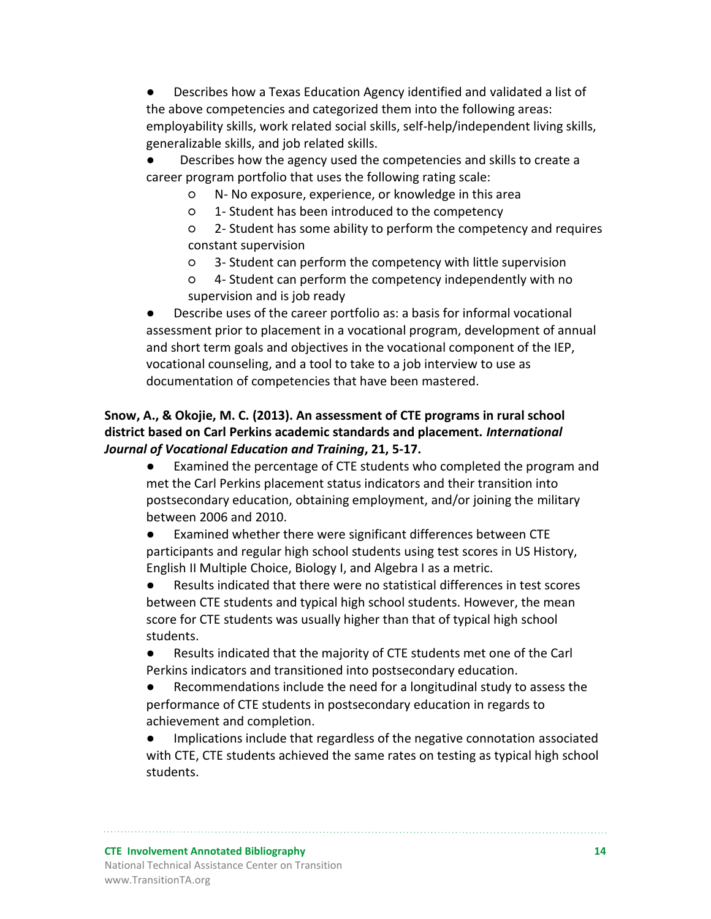- Describes how a Texas Education Agency identified and validated a list of the above competencies and categorized them into the following areas: employability skills, work related social skills, self-help/independent living skills, generalizable skills, and job related skills.
- Describes how the agency used the competencies and skills to create a career program portfolio that uses the following rating scale:
    - N- No exposure, experience, or knowledge in this area
    - 1- Student has been introduced to the competency
    - 2- Student has some ability to perform the competency and requires constant supervision
    - 3- Student can perform the competency with little supervision
    - 4- Student can perform the competency independently with no supervision and is job ready
- Describe uses of the career portfolio as: a basis for informal vocational assessment prior to placement in a vocational program, development of annual and short term goals and objectives in the vocational component of the IEP, vocational counseling, and a tool to take to a job interview to use as documentation of competencies that have been mastered.

**Snow, A., & Okojie, M. C. (2013). An assessment of CTE programs in rural school district based on Carl Perkins academic standards and placement. *International Journal of Vocational Education and Training*, 21, 5-17.**

- Examined the percentage of CTE students who completed the program and met the Carl Perkins placement status indicators and their transition into postsecondary education, obtaining employment, and/or joining the military between 2006 and 2010.
- Examined whether there were significant differences between CTE participants and regular high school students using test scores in US History, English II Multiple Choice, Biology I, and Algebra I as a metric.
- Results indicated that there were no statistical differences in test scores between CTE students and typical high school students. However, the mean score for CTE students was usually higher than that of typical high school students.
- Results indicated that the majority of CTE students met one of the Carl Perkins indicators and transitioned into postsecondary education.
- Recommendations include the need for a longitudinal study to assess the performance of CTE students in postsecondary education in regards to achievement and completion.
- Implications include that regardless of the negative connotation associated with CTE, CTE students achieved the same rates on testing as typical high school students.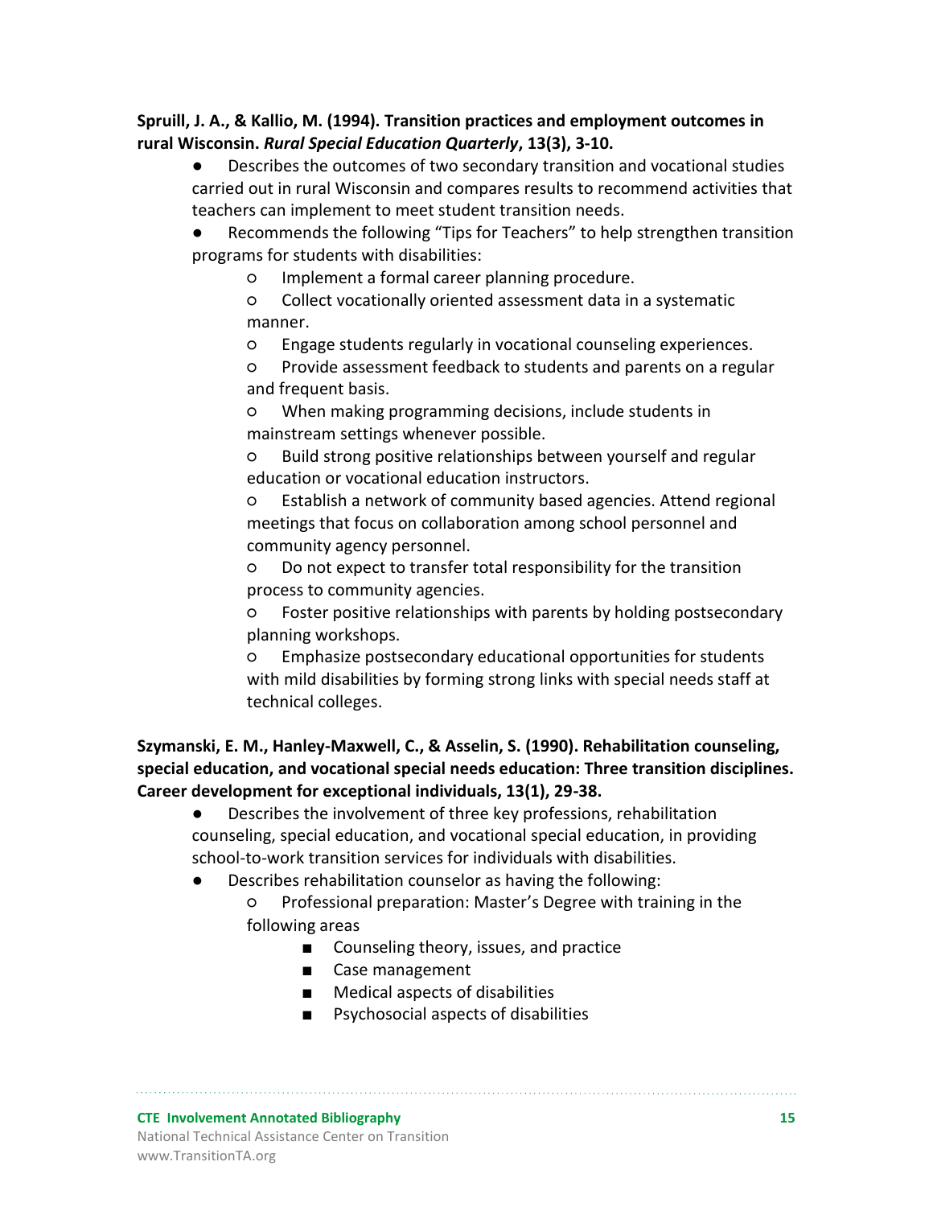**Spruill, J. A., & Kallio, M. (1994). Transition practices and employment outcomes in rural Wisconsin. *Rural Special Education Quarterly*, 13(3), 3-10.**

- Describes the outcomes of two secondary transition and vocational studies carried out in rural Wisconsin and compares results to recommend activities that teachers can implement to meet student transition needs.
- Recommends the following "Tips for Teachers" to help strengthen transition programs for students with disabilities:
    - Implement a formal career planning procedure.
    - Collect vocationally oriented assessment data in a systematic manner.
    - Engage students regularly in vocational counseling experiences.
    - Provide assessment feedback to students and parents on a regular and frequent basis.
    - When making programming decisions, include students in mainstream settings whenever possible.
    - Build strong positive relationships between yourself and regular education or vocational education instructors.
    - Establish a network of community based agencies. Attend regional meetings that focus on collaboration among school personnel and community agency personnel.
    - Do not expect to transfer total responsibility for the transition process to community agencies.
    - Foster positive relationships with parents by holding postsecondary planning workshops.
    - Emphasize postsecondary educational opportunities for students with mild disabilities by forming strong links with special needs staff at technical colleges.

**Szymanski, E. M., Hanley-Maxwell, C., & Asselin, S. (1990). Rehabilitation counseling, special education, and vocational special needs education: Three transition disciplines. Career development for exceptional individuals, 13(1), 29-38.**

- Describes the involvement of three key professions, rehabilitation counseling, special education, and vocational special education, in providing school-to-work transition services for individuals with disabilities.
- Describes rehabilitation counselor as having the following:
    - Professional preparation: Master's Degree with training in the following areas
        - Counseling theory, issues, and practice
        - Case management
        - Medical aspects of disabilities
        - Psychosocial aspects of disabilities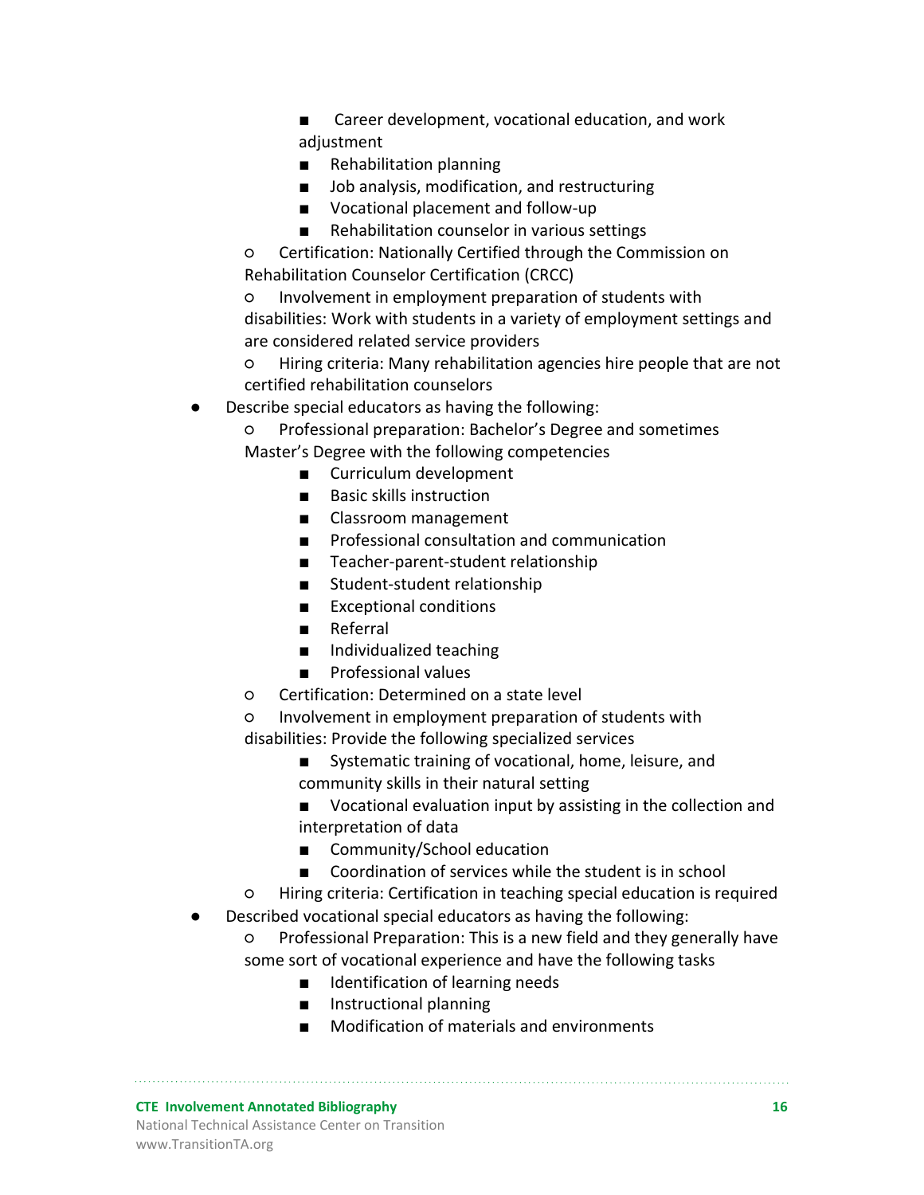- Career development, vocational education, and work adjustment
        - Rehabilitation planning
        - Job analysis, modification, and restructuring
        - Vocational placement and follow-up
        - Rehabilitation counselor in various settings
    - Certification: Nationally Certified through the Commission on Rehabilitation Counselor Certification (CRCC)
    - Involvement in employment preparation of students with disabilities: Work with students in a variety of employment settings and are considered related service providers
    - Hiring criteria: Many rehabilitation agencies hire people that are not certified rehabilitation counselors
- Describe special educators as having the following:
    - Professional preparation: Bachelor's Degree and sometimes Master's Degree with the following competencies
        - Curriculum development
        - Basic skills instruction
        - Classroom management
        - Professional consultation and communication
        - Teacher-parent-student relationship
        - Student-student relationship
        - Exceptional conditions
        - Referral
        - Individualized teaching
        - Professional values
    - Certification: Determined on a state level
    - Involvement in employment preparation of students with disabilities: Provide the following specialized services
        - Systematic training of vocational, home, leisure, and community skills in their natural setting
        - Vocational evaluation input by assisting in the collection and interpretation of data
        - Community/School education
        - Coordination of services while the student is in school
    - Hiring criteria: Certification in teaching special education is required
- Described vocational special educators as having the following:
    - Professional Preparation: This is a new field and they generally have some sort of vocational experience and have the following tasks
        - Identification of learning needs
        - Instructional planning
        - Modification of materials and environments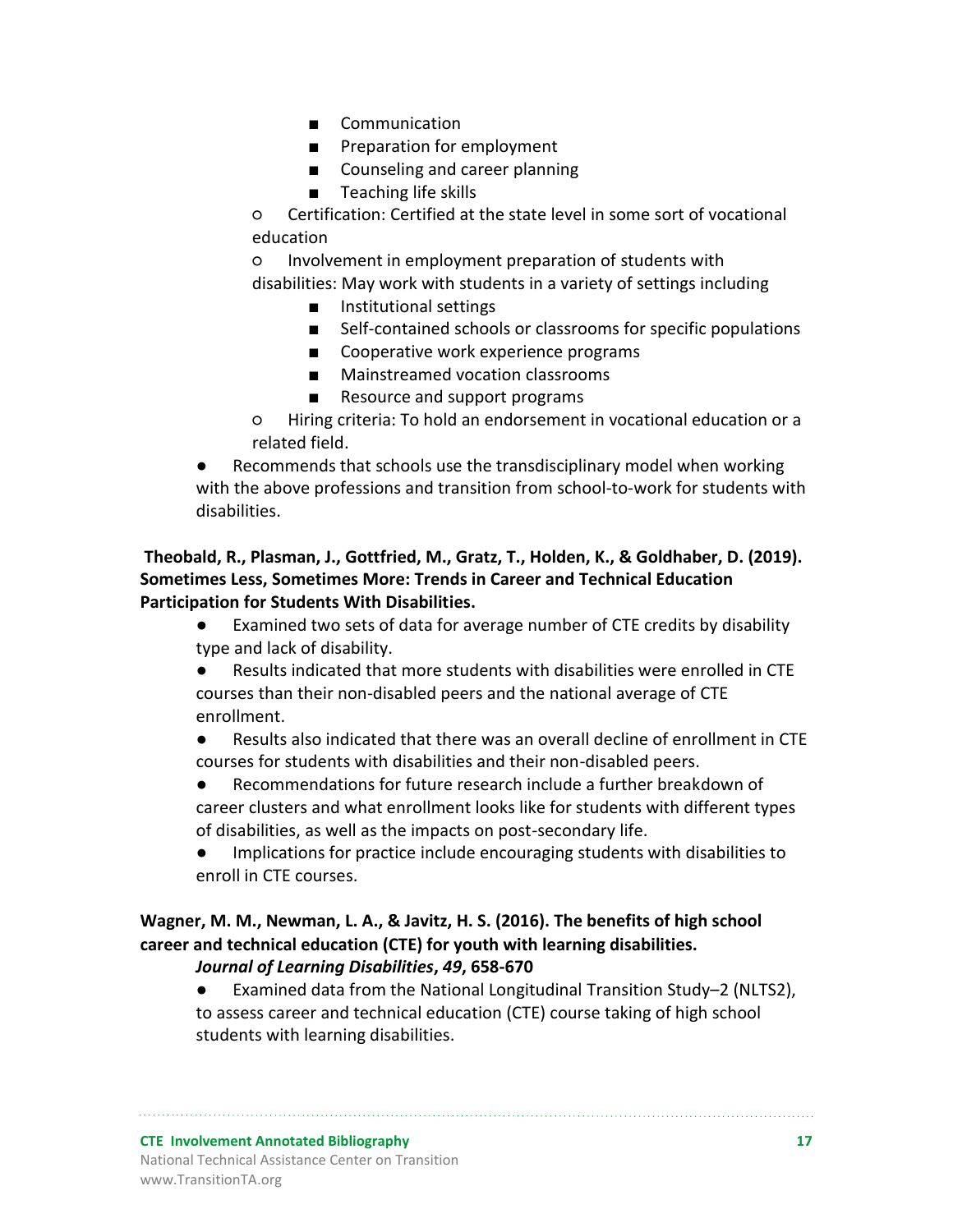- Communication
        - Preparation for employment
        - Counseling and career planning
        - Teaching life skills
    - Certification: Certified at the state level in some sort of vocational education
    - Involvement in employment preparation of students with disabilities: May work with students in a variety of settings including
        - Institutional settings
        - Self-contained schools or classrooms for specific populations
        - Cooperative work experience programs
        - Mainstreamed vocation classrooms
        - Resource and support programs
    - Hiring criteria: To hold an endorsement in vocational education or a related field.
- Recommends that schools use the transdisciplinary model when working with the above professions and transition from school-to-work for students with disabilities.

**Theobald, R., Plasman, J., Gottfried, M., Gratz, T., Holden, K., & Goldhaber, D. (2019). Sometimes Less, Sometimes More: Trends in Career and Technical Education Participation for Students With Disabilities.**

- Examined two sets of data for average number of CTE credits by disability type and lack of disability.
- Results indicated that more students with disabilities were enrolled in CTE courses than their non-disabled peers and the national average of CTE enrollment.
- Results also indicated that there was an overall decline of enrollment in CTE courses for students with disabilities and their non-disabled peers.
- Recommendations for future research include a further breakdown of career clusters and what enrollment looks like for students with different types of disabilities, as well as the impacts on post-secondary life.
- Implications for practice include encouraging students with disabilities to enroll in CTE courses.

**Wagner, M. M., Newman, L. A., & Javitz, H. S. (2016). The benefits of high school career and technical education (CTE) for youth with learning disabilities. *Journal of Learning Disabilities*, *49*, 658-670**

- Examined data from the National Longitudinal Transition Study–2 (NLTS2), to assess career and technical education (CTE) course taking of high school students with learning disabilities.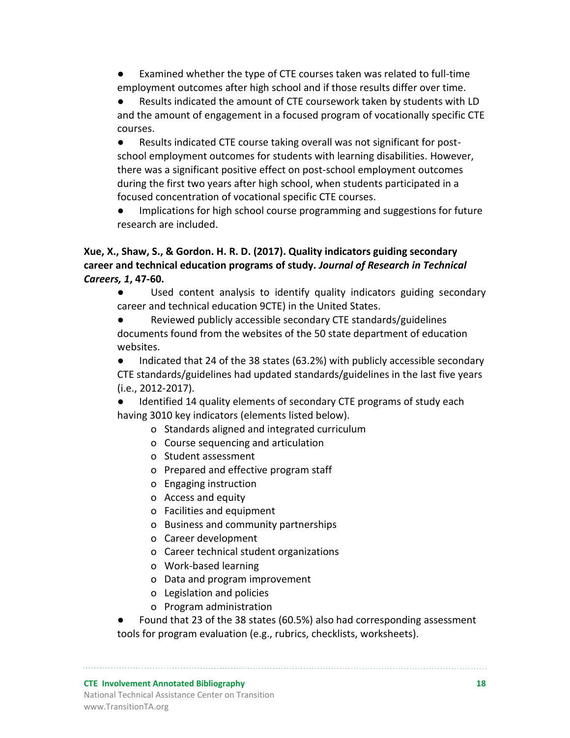- Examined whether the type of CTE courses taken was related to full-time employment outcomes after high school and if those results differ over time.
- Results indicated the amount of CTE coursework taken by students with LD and the amount of engagement in a focused program of vocationally specific CTE courses.
- Results indicated CTE course taking overall was not significant for post-school employment outcomes for students with learning disabilities. However, there was a significant positive effect on post-school employment outcomes during the first two years after high school, when students participated in a focused concentration of vocational specific CTE courses.
- Implications for high school course programming and suggestions for future research are included.

**Xue, X., Shaw, S., & Gordon. H. R. D. (2017). Quality indicators guiding secondary career and technical education programs of study. *Journal of Research in Technical Careers, 1*, 47-60.**

- Used content analysis to identify quality indicators guiding secondary career and technical education 9CTE) in the United States.
- Reviewed publicly accessible secondary CTE standards/guidelines documents found from the websites of the 50 state department of education websites.
- Indicated that 24 of the 38 states (63.2%) with publicly accessible secondary CTE standards/guidelines had updated standards/guidelines in the last five years (i.e., 2012-2017).
- Identified 14 quality elements of secondary CTE programs of study each having 3010 key indicators (elements listed below).
  - Standards aligned and integrated curriculum
  - Course sequencing and articulation
  - Student assessment
  - Prepared and effective program staff
  - Engaging instruction
  - Access and equity
  - Facilities and equipment
  - Business and community partnerships
  - Career development
  - Career technical student organizations
  - Work-based learning
  - Data and program improvement
  - Legislation and policies
  - Program administration
- Found that 23 of the 38 states (60.5%) also had corresponding assessment tools for program evaluation (e.g., rubrics, checklists, worksheets).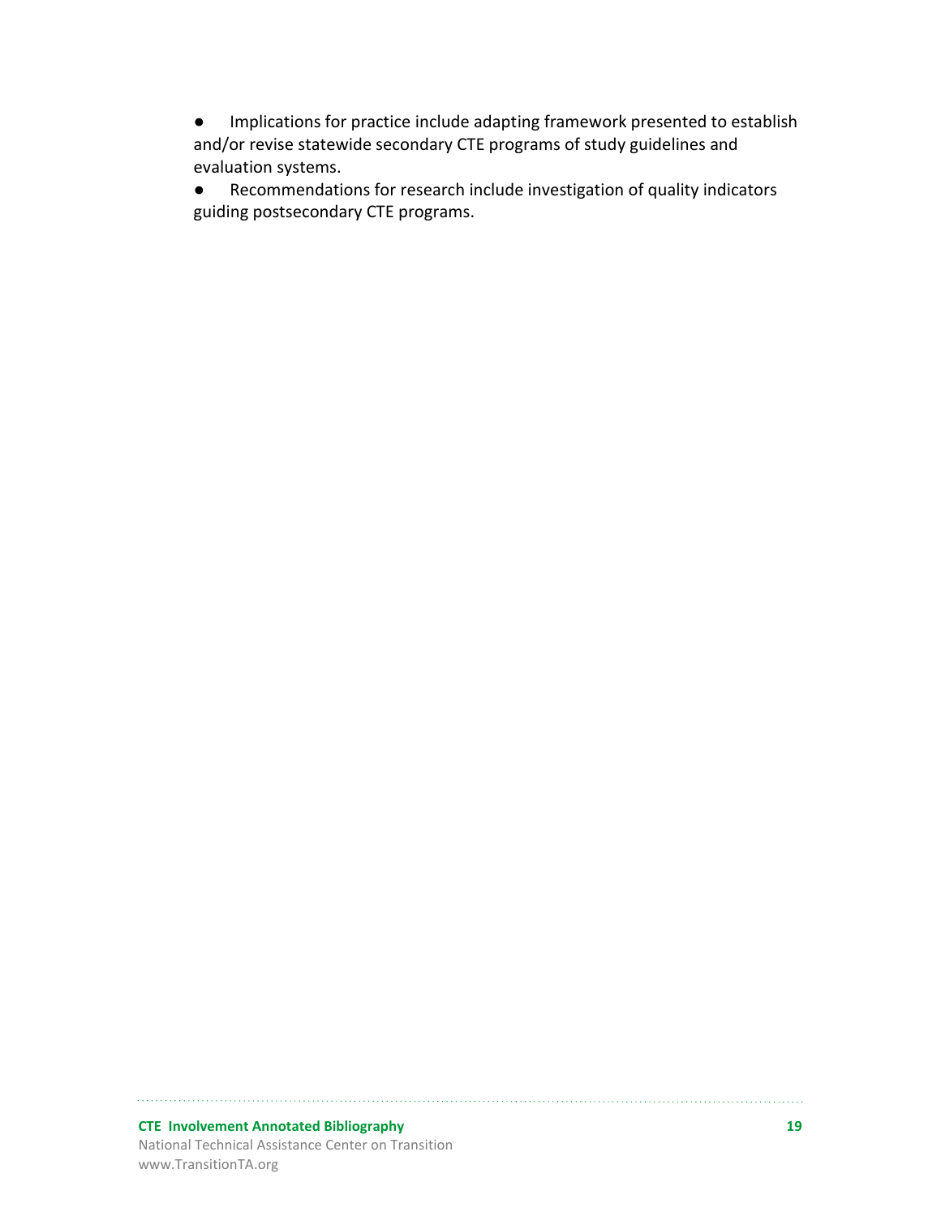- Implications for practice include adapting framework presented to establish and/or revise statewide secondary CTE programs of study guidelines and evaluation systems.
- Recommendations for research include investigation of quality indicators guiding postsecondary CTE programs.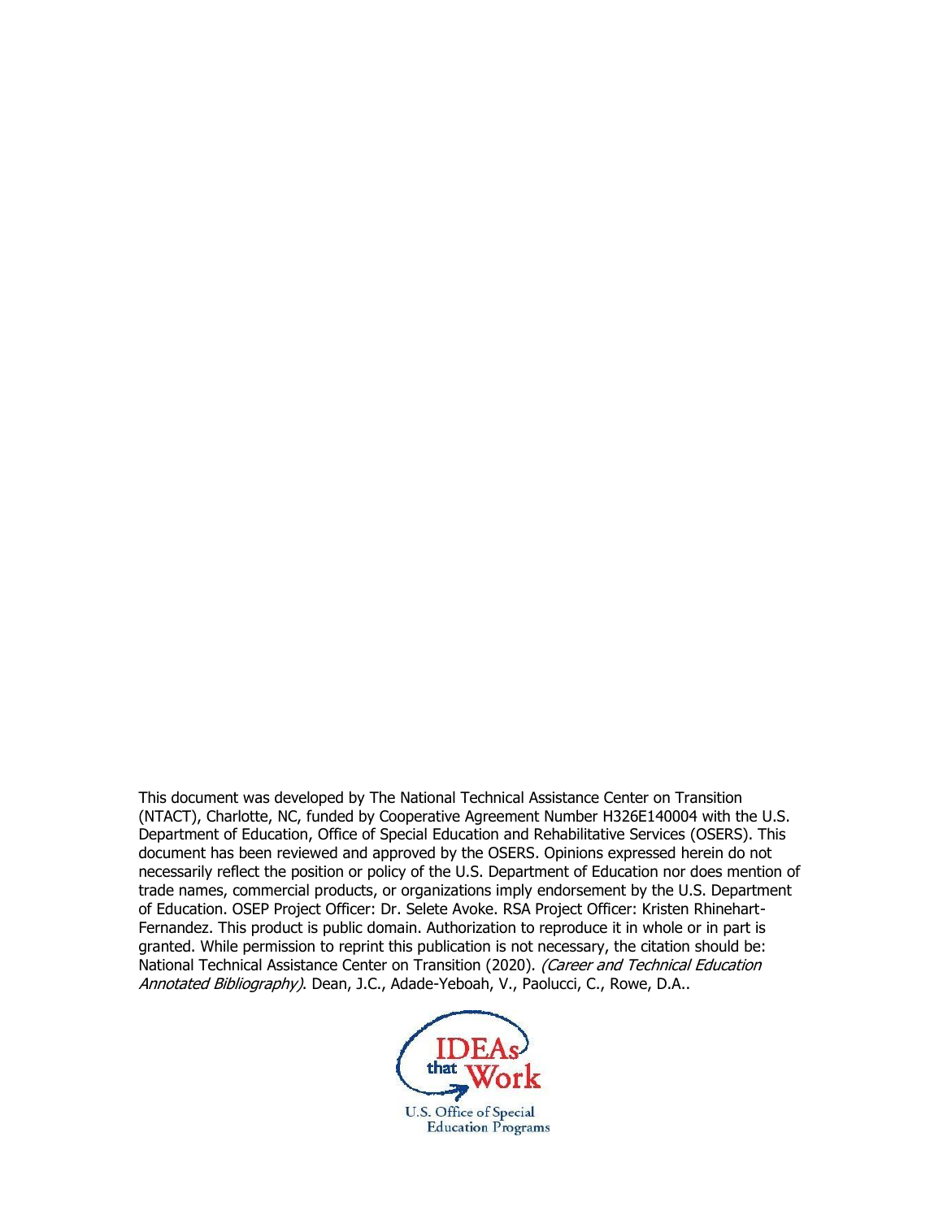This document was developed by The National Technical Assistance Center on Transition (NTACT), Charlotte, NC, funded by Cooperative Agreement Number H326E140004 with the U.S. Department of Education, Office of Special Education and Rehabilitative Services (OSERS). This document has been reviewed and approved by the OSERS. Opinions expressed herein do not necessarily reflect the position or policy of the U.S. Department of Education nor does mention of trade names, commercial products, or organizations imply endorsement by the U.S. Department of Education. OSEP Project Officer: Dr. Selete Avoke. RSA Project Officer: Kristen Rhinehart-Fernandez. This product is public domain. Authorization to reproduce it in whole or in part is granted. While permission to reprint this publication is not necessary, the citation should be: National Technical Assistance Center on Transition (2020). *(Career and Technical Education Annotated Bibliography)*. Dean, J.C., Adade-Yeboah, V., Paolucci, C., Rowe, D.A..

IDEAs that Work

U.S. Office of Special Education Programs